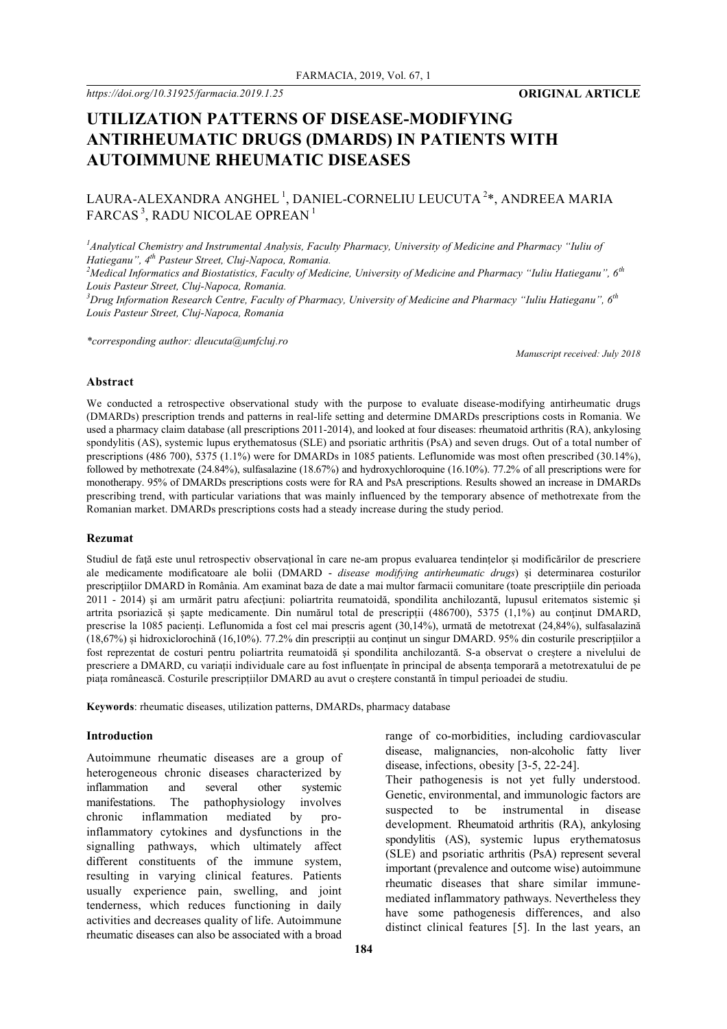https://doi.org/10.31925/farmacia.2019.1.25

**ORIGINAL ARTICLE**

# UTILIZATION PATTERNS OF DISEASE-MODIFYING ANTIRHEUMATIC DRUGS (DMARDS) IN PATIENTS WITH AUTOIMMUNE RHEUMATIC DISEASES

LAURA-ALEXANDRA ANGHEL [1], DANIEL-CORNELIU LEUCUTA [2]*, ANDREEA MARIA FARCAS [3], RADU NICOLAE OPREAN [1]

*[1]Analytical Chemistry and Instrumental Analysis, Faculty Pharmacy, University of Medicine and Pharmacy "Iuliu of Hatieganu", 4th Pasteur Street, Cluj-Napoca, Romania.*
*[2]Medical Informatics and Biostatistics, Faculty of Medicine, University of Medicine and Pharmacy "Iuliu Hatieganu", 6th Louis Pasteur Street, Cluj-Napoca, Romania.*
*[3]Drug Information Research Centre, Faculty of Pharmacy, University of Medicine and Pharmacy "Iuliu Hatieganu", 6th Louis Pasteur Street, Cluj-Napoca, Romania*

*\*corresponding author: dleucuta@umfcluj.ro*

*Manuscript received: July 2018*

### Abstract

We conducted a retrospective observational study with the purpose to evaluate disease-modifying antirheumatic drugs (DMARDs) prescription trends and patterns in real-life setting and determine DMARDs prescriptions costs in Romania. We used a pharmacy claim database (all prescriptions 2011-2014), and looked at four diseases: rheumatoid arthritis (RA), ankylosing spondylitis (AS), systemic lupus erythematosus (SLE) and psoriatic arthritis (PsA) and seven drugs. Out of a total number of prescriptions (486 700), 5375 (1.1%) were for DMARDs in 1085 patients. Leflunomide was most often prescribed (30.14%), followed by methotrexate (24.84%), sulfasalazine (18.67%) and hydroxychloroquine (16.10%). 77.2% of all prescriptions were for monotherapy. 95% of DMARDs prescriptions costs were for RA and PsA prescriptions. Results showed an increase in DMARDs prescribing trend, with particular variations that was mainly influenced by the temporary absence of methotrexate from the Romanian market. DMARDs prescriptions costs had a steady increase during the study period.

### Rezumat

Studiul de faţă este unul retrospectiv observaţional în care ne-am propus evaluarea tendinţelor şi modificărilor de prescriere ale medicamente modificatoare ale bolii (DMARD - *disease modifying antirheumatic drugs*) şi determinarea costurilor prescripţiilor DMARD în România. Am examinat baza de date a mai multor farmacii comunitare (toate prescripţiile din perioada 2011 - 2014) şi am urmărit patru afecţiuni: poliartrita reumatoidă, spondilita anchilozantă, lupusul eritematos sistemic şi artrita psoriazică şi şapte medicamente. Din numărul total de prescripţii (486700), 5375 (1,1%) au conţinut DMARD, prescrise la 1085 pacienţi. Leflunomida a fost cel mai prescris agent (30,14%), urmată de metotrexat (24,84%), sulfasalazină (18,67%) şi hidroxiclorochină (16,10%). 77.2% din prescripţii au conţinut un singur DMARD. 95% din costurile prescripţiilor a fost reprezentat de costuri pentru poliartrita reumatoidă şi spondilita anchilozantă. S-a observat o creştere a nivelului de prescriere a DMARD, cu variaţii individuale care au fost influenţate în principal de absenţa temporară a metotrexatului de pe piaţa românească. Costurile prescripţiilor DMARD au avut o creştere constantă în timpul perioadei de studiu.

**Keywords**: rheumatic diseases, utilization patterns, DMARDs, pharmacy database

### Introduction

Autoimmune rheumatic diseases are a group of heterogeneous chronic diseases characterized by inflammation and several other systemic manifestations. The pathophysiology involves chronic inflammation mediated by pro-inflammatory cytokines and dysfunctions in the signalling pathways, which ultimately affect different constituents of the immune system, resulting in varying clinical features. Patients usually experience pain, swelling, and joint tenderness, which reduces functioning in daily activities and decreases quality of life. Autoimmune rheumatic diseases can also be associated with a broad range of co-morbidities, including cardiovascular disease, malignancies, non-alcoholic fatty liver disease, infections, obesity [3-5, 22-24].

Their pathogenesis is not yet fully understood. Genetic, environmental, and immunologic factors are suspected to be instrumental in disease development. Rheumatoid arthritis (RA), ankylosing spondylitis (AS), systemic lupus erythematosus (SLE) and psoriatic arthritis (PsA) represent several important (prevalence and outcome wise) autoimmune rheumatic diseases that share similar immune-mediated inflammatory pathways. Nevertheless they have some pathogenesis differences, and also distinct clinical features [5]. In the last years, an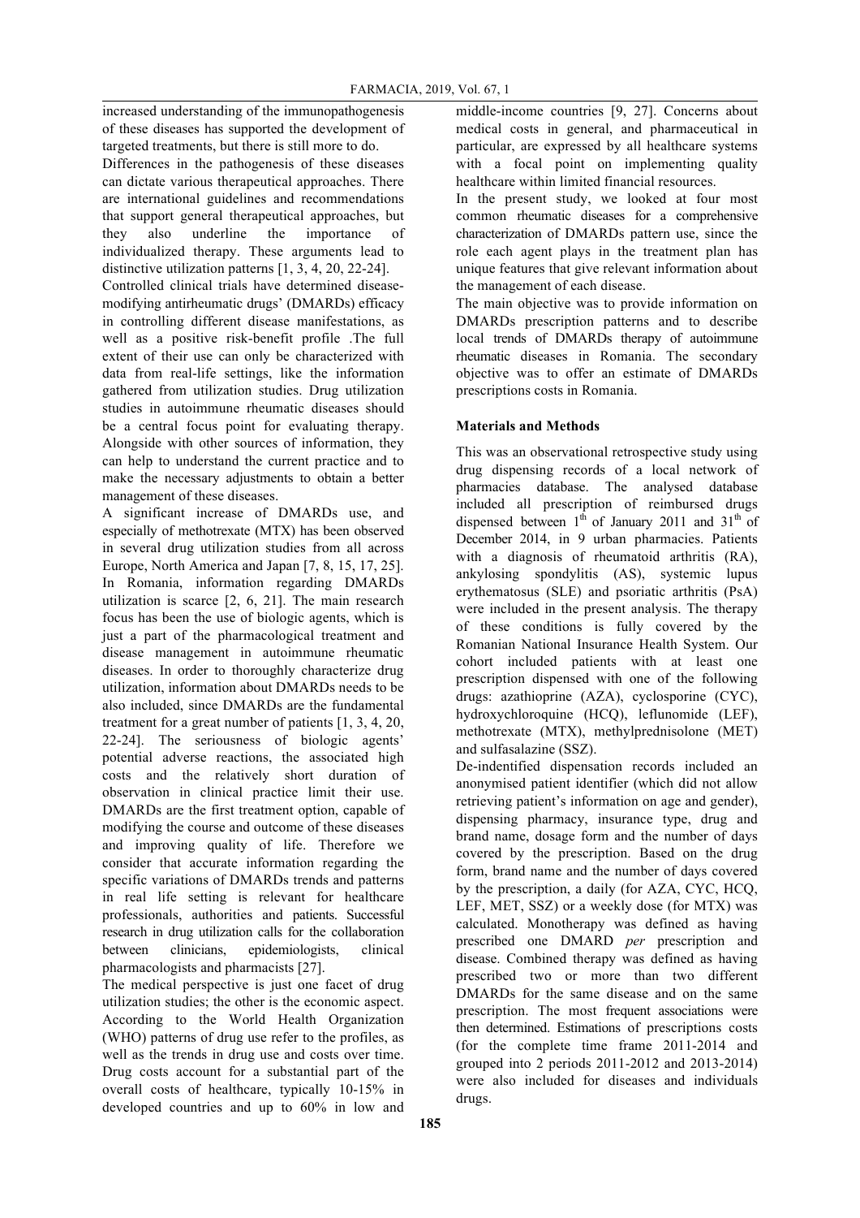increased understanding of the immunopathogenesis of these diseases has supported the development of targeted treatments, but there is still more to do.

Differences in the pathogenesis of these diseases can dictate various therapeutical approaches. There are international guidelines and recommendations that support general therapeutical approaches, but they also underline the importance of individualized therapy. These arguments lead to distinctive utilization patterns [1, 3, 4, 20, 22-24].

Controlled clinical trials have determined disease-modifying antirheumatic drugs' (DMARDs) efficacy in controlling different disease manifestations, as well as a positive risk-benefit profile .The full extent of their use can only be characterized with data from real-life settings, like the information gathered from utilization studies. Drug utilization studies in autoimmune rheumatic diseases should be a central focus point for evaluating therapy. Alongside with other sources of information, they can help to understand the current practice and to make the necessary adjustments to obtain a better management of these diseases.

A significant increase of DMARDs use, and especially of methotrexate (MTX) has been observed in several drug utilization studies from all across Europe, North America and Japan [7, 8, 15, 17, 25]. In Romania, information regarding DMARDs utilization is scarce [2, 6, 21]. The main research focus has been the use of biologic agents, which is just a part of the pharmacological treatment and disease management in autoimmune rheumatic diseases. In order to thoroughly characterize drug utilization, information about DMARDs needs to be also included, since DMARDs are the fundamental treatment for a great number of patients [1, 3, 4, 20, 22-24]. The seriousness of biologic agents' potential adverse reactions, the associated high costs and the relatively short duration of observation in clinical practice limit their use. DMARDs are the first treatment option, capable of modifying the course and outcome of these diseases and improving quality of life. Therefore we consider that accurate information regarding the specific variations of DMARDs trends and patterns in real life setting is relevant for healthcare professionals, authorities and patients. Successful research in drug utilization calls for the collaboration between clinicians, epidemiologists, clinical pharmacologists and pharmacists [27].

The medical perspective is just one facet of drug utilization studies; the other is the economic aspect. According to the World Health Organization (WHO) patterns of drug use refer to the profiles, as well as the trends in drug use and costs over time. Drug costs account for a substantial part of the overall costs of healthcare, typically 10-15% in developed countries and up to 60% in low and middle-income countries [9, 27]. Concerns about medical costs in general, and pharmaceutical in particular, are expressed by all healthcare systems with a focal point on implementing quality healthcare within limited financial resources.

In the present study, we looked at four most common rheumatic diseases for a comprehensive characterization of DMARDs pattern use, since the role each agent plays in the treatment plan has unique features that give relevant information about the management of each disease.

The main objective was to provide information on DMARDs prescription patterns and to describe local trends of DMARDs therapy of autoimmune rheumatic diseases in Romania. The secondary objective was to offer an estimate of DMARDs prescriptions costs in Romania.

## Materials and Methods

This was an observational retrospective study using drug dispensing records of a local network of pharmacies database. The analysed database included all prescription of reimbursed drugs dispensed between 1[st] of January 2011 and 31[th] of December 2014, in 9 urban pharmacies. Patients with a diagnosis of rheumatoid arthritis (RA), ankylosing spondylitis (AS), systemic lupus erythematosus (SLE) and psoriatic arthritis (PsA) were included in the present analysis. The therapy of these conditions is fully covered by the Romanian National Insurance Health System. Our cohort included patients with at least one prescription dispensed with one of the following drugs: azathioprine (AZA), cyclosporine (CYC), hydroxychloroquine (HCQ), leflunomide (LEF), methotrexate (MTX), methylprednisolone (MET) and sulfasalazine (SSZ).

De-indentified dispensation records included an anonymised patient identifier (which did not allow retrieving patient's information on age and gender), dispensing pharmacy, insurance type, drug and brand name, dosage form and the number of days covered by the prescription. Based on the drug form, brand name and the number of days covered by the prescription, a daily (for AZA, CYC, HCQ, LEF, MET, SSZ) or a weekly dose (for MTX) was calculated. Monotherapy was defined as having prescribed one DMARD *per* prescription and disease. Combined therapy was defined as having prescribed two or more than two different DMARDs for the same disease and on the same prescription. The most frequent associations were then determined. Estimations of prescriptions costs (for the complete time frame 2011-2014 and grouped into 2 periods 2011-2012 and 2013-2014) were also included for diseases and individuals drugs.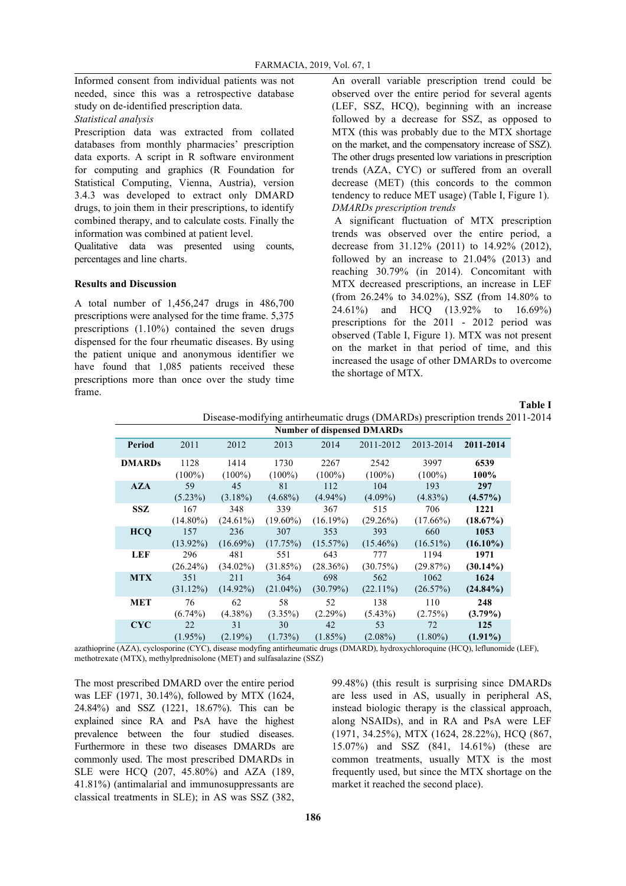Informed consent from individual patients was not needed, since this was a retrospective database study on de-identified prescription data.

*Statistical analysis*

Prescription data was extracted from collated databases from monthly pharmacies' prescription data exports. A script in R software environment for computing and graphics (R Foundation for Statistical Computing, Vienna, Austria), version 3.4.3 was developed to extract only DMARD drugs, to join them in their prescriptions, to identify combined therapy, and to calculate costs. Finally the information was combined at patient level.

Qualitative data was presented using counts, percentages and line charts.

## Results and Discussion

A total number of 1,456,247 drugs in 486,700 prescriptions were analysed for the time frame. 5,375 prescriptions (1.10%) contained the seven drugs dispensed for the four rheumatic diseases. By using the patient unique and anonymous identifier we have found that 1,085 patients received these prescriptions more than once over the study time frame.

An overall variable prescription trend could be observed over the entire period for several agents (LEF, SSZ, HCQ), beginning with an increase followed by a decrease for SSZ, as opposed to MTX (this was probably due to the MTX shortage on the market, and the compensatory increase of SSZ). The other drugs presented low variations in prescription trends (AZA, CYC) or suffered from an overall decrease (MET) (this concords to the common tendency to reduce MET usage) (Table I, Figure 1).

*DMARDs prescription trends*

A significant fluctuation of MTX prescription trends was observed over the entire period, a decrease from 31.12% (2011) to 14.92% (2012), followed by an increase to 21.04% (2013) and reaching 30.79% (in 2014). Concomitant with MTX decreased prescriptions, an increase in LEF (from 26.24% to 34.02%), SSZ (from 14.80% to 24.61%) and HCQ (13.92% to 16.69%) prescriptions for the 2011 - 2012 period was observed (Table I, Figure 1). MTX was not present on the market in that period of time, and this increased the usage of other DMARDs to overcome the shortage of MTX.

**Table I**

Disease-modifying antirheumatic drugs (DMARDs) prescription trends 2011-2014

| | Number of dispensed DMARDs | | | | | | |
|---|---|---|---|---|---|---|---|
| **Period** | 2011 | 2012 | 2013 | 2014 | 2011-2012 | 2013-2014 | **2011-2014** |
| **DMARDs** | 1128 (100%) | 1414 (100%) | 1730 (100%) | 2267 (100%) | 2542 (100%) | 3997 (100%) | **6539 100%** |
| **AZA** | 59 (5.23%) | 45 (3.18%) | 81 (4.68%) | 112 (4.94%) | 104 (4.09%) | 193 (4.83%) | **297 (4.57%)** |
| **SSZ** | 167 (14.80%) | 348 (24.61%) | 339 (19.60%) | 367 (16.19%) | 515 (29.26%) | 706 (17.66%) | **1221 (18.67%)** |
| **HCQ** | 157 (13.92%) | 236 (16.69%) | 307 (17.75%) | 353 (15.57%) | 393 (15.46%) | 660 (16.51%) | **1053 (16.10%)** |
| **LEF** | 296 (26.24%) | 481 (34.02%) | 551 (31.85%) | 643 (28.36%) | 777 (30.75%) | 1194 (29.87%) | **1971 (30.14%)** |
| **MTX** | 351 (31.12%) | 211 (14.92%) | 364 (21.04%) | 698 (30.79%) | 562 (22.11%) | 1062 (26.57%) | **1624 (24.84%)** |
| **MET** | 76 (6.74%) | 62 (4.38%) | 58 (3.35%) | 52 (2.29%) | 138 (5.43%) | 110 (2.75%) | **248 (3.79%)** |
| **CYC** | 22 (1.95%) | 31 (2.19%) | 30 (1.73%) | 42 (1.85%) | 53 (2.08%) | 72 (1.80%) | **125 (1.91%)** |

azathioprine (AZA), cyclosporine (CYC), disease modyfing antirheumatic drugs (DMARD), hydroxychloroquine (HCQ), leflunomide (LEF), methotrexate (MTX), methylprednisolone (MET) and sulfasalazine (SSZ)

The most prescribed DMARD over the entire period was LEF (1971, 30.14%), followed by MTX (1624, 24.84%) and SSZ (1221, 18.67%). This can be explained since RA and PsA have the highest prevalence between the four studied diseases. Furthermore in these two diseases DMARDs are commonly used. The most prescribed DMARDs in SLE were HCQ (207, 45.80%) and AZA (189, 41.81%) (antimalarial and immunosuppressants are classical treatments in SLE); in AS was SSZ (382, 99.48%) (this result is surprising since DMARDs are less used in AS, usually in peripheral AS, instead biologic therapy is the classical approach, along NSAIDs), and in RA and PsA were LEF (1971, 34.25%), MTX (1624, 28.22%), HCQ (867, 15.07%) and SSZ (841, 14.61%) (these are common treatments, usually MTX is the most frequently used, but since the MTX shortage on the market it reached the second place).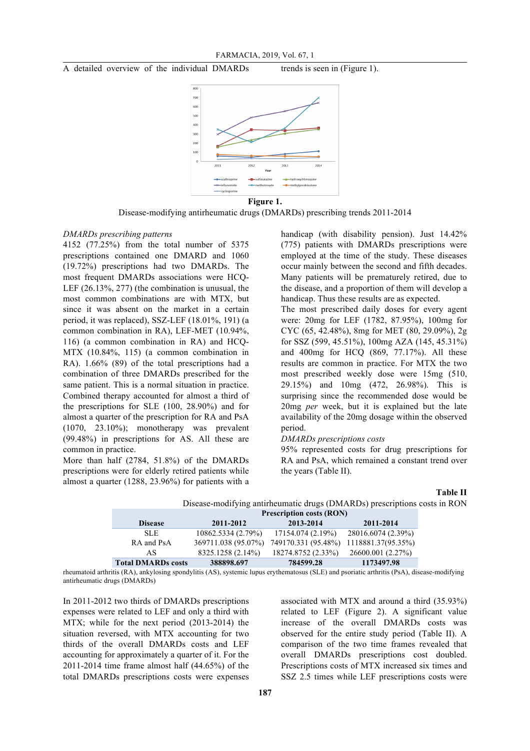A detailed overview of the individual DMARDs trends is seen in (Figure 1).

**Figure 1.**

Disease-modifying antirheumatic drugs (DMARDs) prescribing trends 2011-2014

*DMARDs prescribing patterns*

4152 (77.25%) from the total number of 5375 prescriptions contained one DMARD and 1060 (19.72%) prescriptions had two DMARDs. The most frequent DMARDs associations were HCQ-LEF (26.13%, 277) (the combination is unusual, the most common combinations are with MTX, but since it was absent on the market in a certain period, it was replaced), SSZ-LEF (18.01%, 191) (a common combination in RA), LEF-MET (10.94%, 116) (a common combination in RA) and HCQ-MTX (10.84%, 115) (a common combination in RA). 1.66% (89) of the total prescriptions had a combination of three DMARDs prescribed for the same patient. This is a normal situation in practice. Combined therapy accounted for almost a third of the prescriptions for SLE (100, 28.90%) and for almost a quarter of the prescription for RA and PsA (1070, 23.10%); monotherapy was prevalent (99.48%) in prescriptions for AS. All these are common in practice.

More than half (2784, 51.8%) of the DMARDs prescriptions were for elderly retired patients while almost a quarter (1288, 23.96%) for patients with a handicap (with disability pension). Just 14.42% (775) patients with DMARDs prescriptions were employed at the time of the study. These diseases occur mainly between the second and fifth decades. Many patients will be prematurely retired, due to the disease, and a proportion of them will develop a handicap. Thus these results are as expected.

The most prescribed daily doses for every agent were: 20mg for LEF (1782, 87.95%), 100mg for CYC (65, 42.48%), 8mg for MET (80, 29.09%), 2g for SSZ (599, 45.51%), 100mg AZA (145, 45.31%) and 400mg for HCQ (869, 77.17%). All these results are common in practice. For MTX the two most prescribed weekly dose were 15mg (510, 29.15%) and 10mg (472, 26.98%). This is surprising since the recommended dose would be 20mg *per* week, but it is explained but the late availability of the 20mg dosage within the observed period.

*DMARDs prescriptions costs*

95% represented costs for drug prescriptions for RA and PsA, which remained a constant trend over the years (Table II).

**Table II**

Disease-modifying antirheumatic drugs (DMARDs) prescriptions costs in RON

| Disease | Prescription costs (RON) | | |
|---|---|---|---|
| | 2011-2012 | 2013-2014 | 2011-2014 |
| SLE | 10862.5334 (2.79%) | 17154.074 (2.19%) | 28016.6074 (2.39%) |
| RA and PsA | 369711.038 (95.07%) | 749170.331 (95.48%) | 1118881.37(95.35%) |
| AS | 8325.1258 (2.14%) | 18274.8752 (2.33%) | 26600.001 (2.27%) |
| **Total DMARDs costs** | **388898.697** | **784599.28** | **1173497.98** |

rheumatoid arthritis (RA), ankylosing spondylitis (AS), systemic lupus erythematosus (SLE) and psoriatic arthritis (PsA), disease-modifying antirheumatic drugs (DMARDs)

In 2011-2012 two thirds of DMARDs prescriptions expenses were related to LEF and only a third with MTX; while for the next period (2013-2014) the situation reversed, with MTX accounting for two thirds of the overall DMARDs costs and LEF accounting for approximately a quarter of it. For the 2011-2014 time frame almost half (44.65%) of the total DMARDs prescriptions costs were expenses associated with MTX and around a third (35.93%) related to LEF (Figure 2). A significant value increase of the overall DMARDs costs was observed for the entire study period (Table II). A comparison of the two time frames revealed that overall DMARDs prescriptions cost doubled. Prescriptions costs of MTX increased six times and SSZ 2.5 times while LEF prescriptions costs were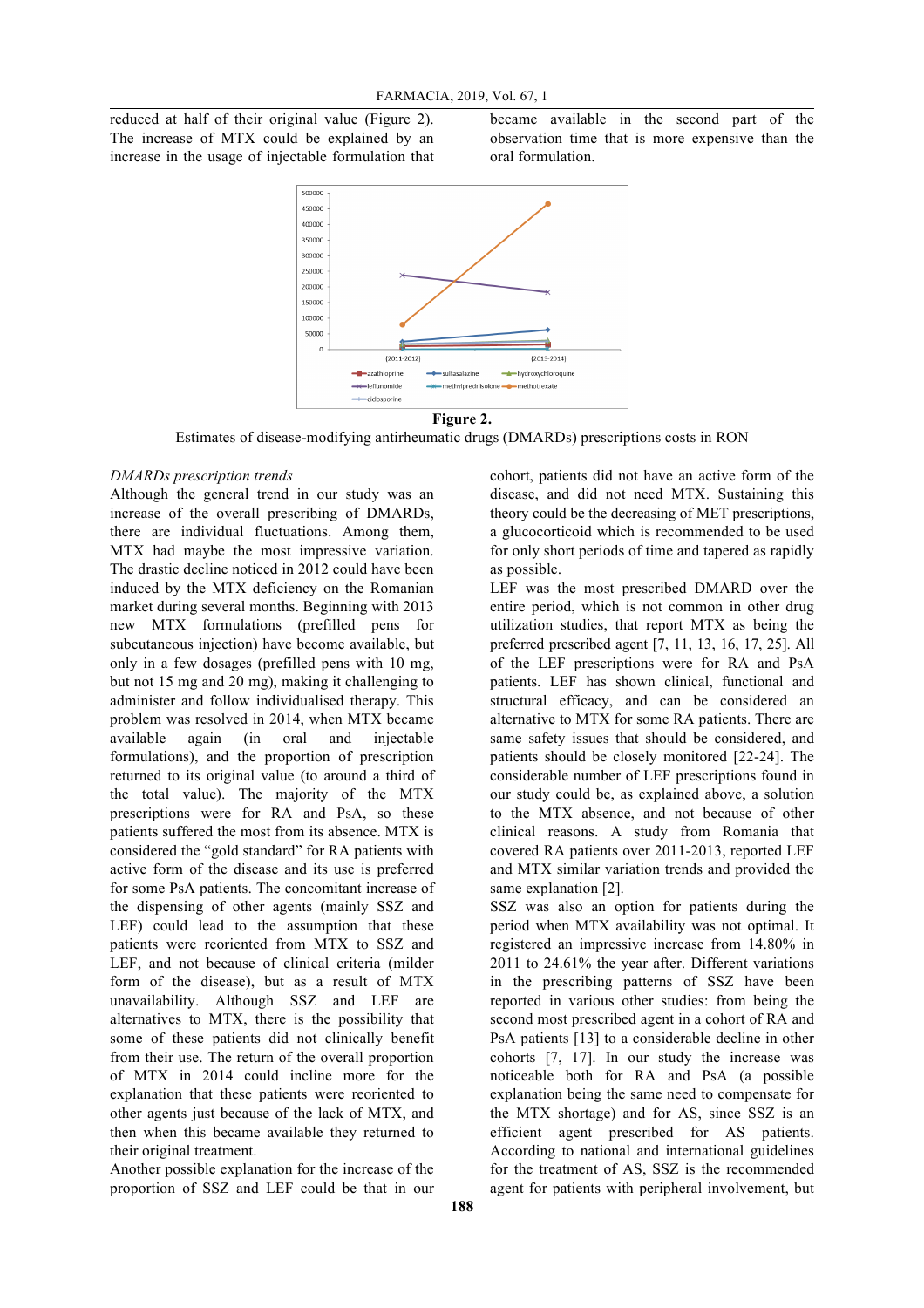reduced at half of their original value (Figure 2). The increase of MTX could be explained by an increase in the usage of injectable formulation that became available in the second part of the observation time that is more expensive than the oral formulation.

**Figure 2.**
Estimates of disease-modifying antirheumatic drugs (DMARDs) prescriptions costs in RON

*DMARDs prescription trends*

Although the general trend in our study was an increase of the overall prescribing of DMARDs, there are individual fluctuations. Among them, MTX had maybe the most impressive variation. The drastic decline noticed in 2012 could have been induced by the MTX deficiency on the Romanian market during several months. Beginning with 2013 new MTX formulations (prefilled pens for subcutaneous injection) have become available, but only in a few dosages (prefilled pens with 10 mg, but not 15 mg and 20 mg), making it challenging to administer and follow individualised therapy. This problem was resolved in 2014, when MTX became available again (in oral and injectable formulations), and the proportion of prescription returned to its original value (to around a third of the total value). The majority of the MTX prescriptions were for RA and PsA, so these patients suffered the most from its absence. MTX is considered the "gold standard" for RA patients with active form of the disease and its use is preferred for some PsA patients. The concomitant increase of the dispensing of other agents (mainly SSZ and LEF) could lead to the assumption that these patients were reoriented from MTX to SSZ and LEF, and not because of clinical criteria (milder form of the disease), but as a result of MTX unavailability. Although SSZ and LEF are alternatives to MTX, there is the possibility that some of these patients did not clinically benefit from their use. The return of the overall proportion of MTX in 2014 could incline more for the explanation that these patients were reoriented to other agents just because of the lack of MTX, and then when this became available they returned to their original treatment.

Another possible explanation for the increase of the proportion of SSZ and LEF could be that in our cohort, patients did not have an active form of the disease, and did not need MTX. Sustaining this theory could be the decreasing of MET prescriptions, a glucocorticoid which is recommended to be used for only short periods of time and tapered as rapidly as possible.

LEF was the most prescribed DMARD over the entire period, which is not common in other drug utilization studies, that report MTX as being the preferred prescribed agent [7, 11, 13, 16, 17, 25]. All of the LEF prescriptions were for RA and PsA patients. LEF has shown clinical, functional and structural efficacy, and can be considered an alternative to MTX for some RA patients. There are same safety issues that should be considered, and patients should be closely monitored [22-24]. The considerable number of LEF prescriptions found in our study could be, as explained above, a solution to the MTX absence, and not because of other clinical reasons. A study from Romania that covered RA patients over 2011-2013, reported LEF and MTX similar variation trends and provided the same explanation [2].

SSZ was also an option for patients during the period when MTX availability was not optimal. It registered an impressive increase from 14.80% in 2011 to 24.61% the year after. Different variations in the prescribing patterns of SSZ have been reported in various other studies: from being the second most prescribed agent in a cohort of RA and PsA patients [13] to a considerable decline in other cohorts [7, 17]. In our study the increase was noticeable both for RA and PsA (a possible explanation being the same need to compensate for the MTX shortage) and for AS, since SSZ is an efficient agent prescribed for AS patients. According to national and international guidelines for the treatment of AS, SSZ is the recommended agent for patients with peripheral involvement, but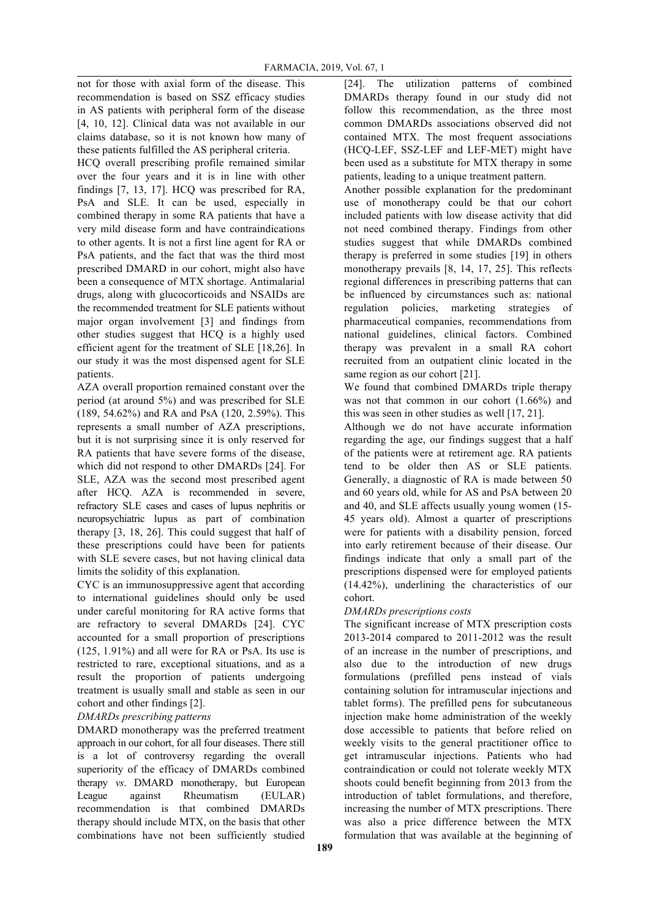not for those with axial form of the disease. This recommendation is based on SSZ efficacy studies in AS patients with peripheral form of the disease [4, 10, 12]. Clinical data was not available in our claims database, so it is not known how many of these patients fulfilled the AS peripheral criteria.

HCQ overall prescribing profile remained similar over the four years and it is in line with other findings [7, 13, 17]. HCQ was prescribed for RA, PsA and SLE. It can be used, especially in combined therapy in some RA patients that have a very mild disease form and have contraindications to other agents. It is not a first line agent for RA or PsA patients, and the fact that was the third most prescribed DMARD in our cohort, might also have been a consequence of MTX shortage. Antimalarial drugs, along with glucocorticoids and NSAIDs are the recommended treatment for SLE patients without major organ involvement [3] and findings from other studies suggest that HCQ is a highly used efficient agent for the treatment of SLE [18,26]. In our study it was the most dispensed agent for SLE patients.

AZA overall proportion remained constant over the period (at around 5%) and was prescribed for SLE (189, 54.62%) and RA and PsA (120, 2.59%). This represents a small number of AZA prescriptions, but it is not surprising since it is only reserved for RA patients that have severe forms of the disease, which did not respond to other DMARDs [24]. For SLE, AZA was the second most prescribed agent after HCQ. AZA is recommended in severe, refractory SLE cases and cases of lupus nephritis or neuropsychiatric lupus as part of combination therapy [3, 18, 26]. This could suggest that half of these prescriptions could have been for patients with SLE severe cases, but not having clinical data limits the solidity of this explanation.

CYC is an immunosuppressive agent that according to international guidelines should only be used under careful monitoring for RA active forms that are refractory to several DMARDs [24]. CYC accounted for a small proportion of prescriptions (125, 1.91%) and all were for RA or PsA. Its use is restricted to rare, exceptional situations, and as a result the proportion of patients undergoing treatment is usually small and stable as seen in our cohort and other findings [2].

*DMARDs prescribing patterns*

DMARD monotherapy was the preferred treatment approach in our cohort, for all four diseases. There still is a lot of controversy regarding the overall superiority of the efficacy of DMARDs combined therapy *vs.* DMARD monotherapy, but European League against Rheumatism (EULAR) recommendation is that combined DMARDs therapy should include MTX, on the basis that other combinations have not been sufficiently studied [24]. The utilization patterns of combined DMARDs therapy found in our study did not follow this recommendation, as the three most common DMARDs associations observed did not contained MTX. The most frequent associations (HCQ-LEF, SSZ-LEF and LEF-MET) might have been used as a substitute for MTX therapy in some patients, leading to a unique treatment pattern.

Another possible explanation for the predominant use of monotherapy could be that our cohort included patients with low disease activity that did not need combined therapy. Findings from other studies suggest that while DMARDs combined therapy is preferred in some studies [19] in others monotherapy prevails [8, 14, 17, 25]. This reflects regional differences in prescribing patterns that can be influenced by circumstances such as: national regulation policies, marketing strategies of pharmaceutical companies, recommendations from national guidelines, clinical factors. Combined therapy was prevalent in a small RA cohort recruited from an outpatient clinic located in the same region as our cohort [21].

We found that combined DMARDs triple therapy was not that common in our cohort (1.66%) and this was seen in other studies as well [17, 21].

Although we do not have accurate information regarding the age, our findings suggest that a half of the patients were at retirement age. RA patients tend to be older then AS or SLE patients. Generally, a diagnostic of RA is made between 50 and 60 years old, while for AS and PsA between 20 and 40, and SLE affects usually young women (15-45 years old). Almost a quarter of prescriptions were for patients with a disability pension, forced into early retirement because of their disease. Our findings indicate that only a small part of the prescriptions dispensed were for employed patients (14.42%), underlining the characteristics of our cohort.

*DMARDs prescriptions costs*

The significant increase of MTX prescription costs 2013-2014 compared to 2011-2012 was the result of an increase in the number of prescriptions, and also due to the introduction of new drugs formulations (prefilled pens instead of vials containing solution for intramuscular injections and tablet forms). The prefilled pens for subcutaneous injection make home administration of the weekly dose accessible to patients that before relied on weekly visits to the general practitioner office to get intramuscular injections. Patients who had contraindication or could not tolerate weekly MTX shoots could benefit beginning from 2013 from the introduction of tablet formulations, and therefore, increasing the number of MTX prescriptions. There was also a price difference between the MTX formulation that was available at the beginning of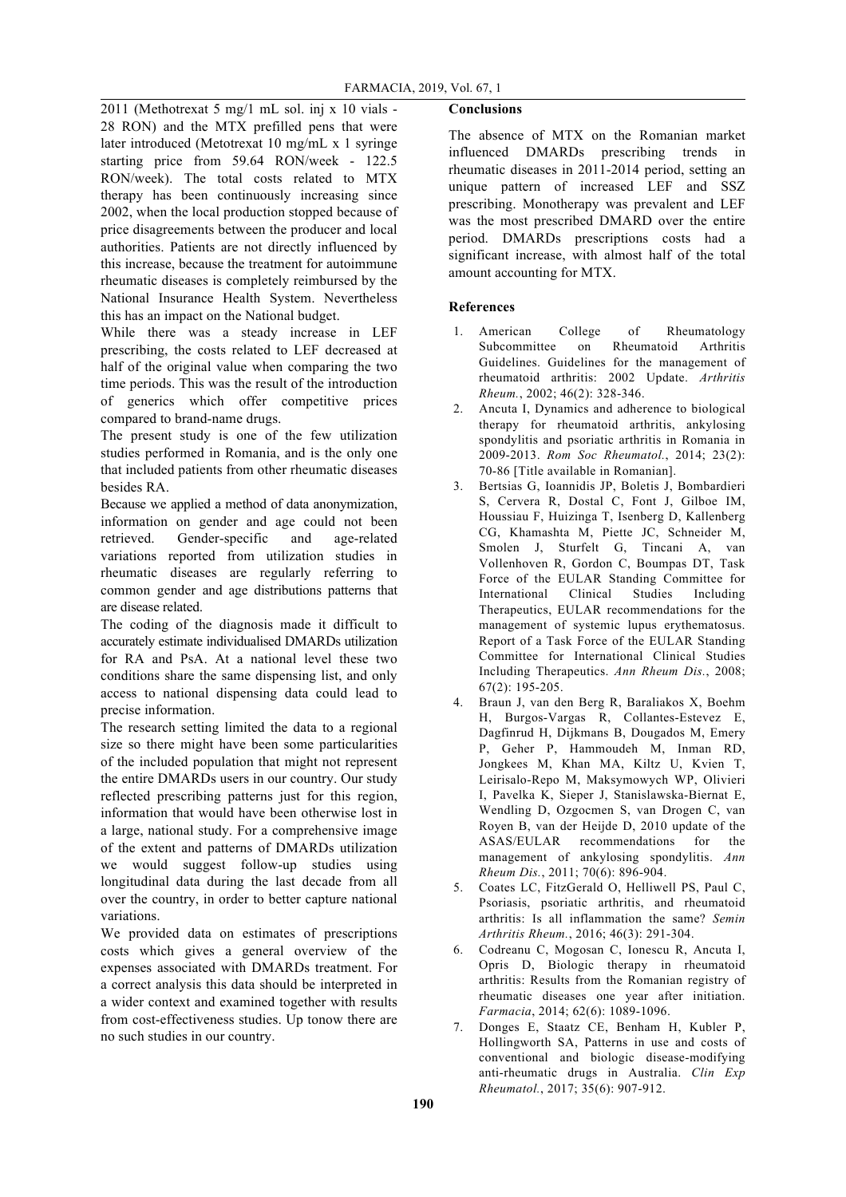2011 (Methotrexat 5 mg/1 mL sol. inj x 10 vials - 28 RON) and the MTX prefilled pens that were later introduced (Metotrexat 10 mg/mL x 1 syringe starting price from 59.64 RON/week - 122.5 RON/week). The total costs related to MTX therapy has been continuously increasing since 2002, when the local production stopped because of price disagreements between the producer and local authorities. Patients are not directly influenced by this increase, because the treatment for autoimmune rheumatic diseases is completely reimbursed by the National Insurance Health System. Nevertheless this has an impact on the National budget.

While there was a steady increase in LEF prescribing, the costs related to LEF decreased at half of the original value when comparing the two time periods. This was the result of the introduction of generics which offer competitive prices compared to brand-name drugs.

The present study is one of the few utilization studies performed in Romania, and is the only one that included patients from other rheumatic diseases besides RA.

Because we applied a method of data anonymization, information on gender and age could not been retrieved. Gender-specific and age-related variations reported from utilization studies in rheumatic diseases are regularly referring to common gender and age distributions patterns that are disease related.

The coding of the diagnosis made it difficult to accurately estimate individualised DMARDs utilization for RA and PsA. At a national level these two conditions share the same dispensing list, and only access to national dispensing data could lead to precise information.

The research setting limited the data to a regional size so there might have been some particularities of the included population that might not represent the entire DMARDs users in our country. Our study reflected prescribing patterns just for this region, information that would have been otherwise lost in a large, national study. For a comprehensive image of the extent and patterns of DMARDs utilization we would suggest follow-up studies using longitudinal data during the last decade from all over the country, in order to better capture national variations.

We provided data on estimates of prescriptions costs which gives a general overview of the expenses associated with DMARDs treatment. For a correct analysis this data should be interpreted in a wider context and examined together with results from cost-effectiveness studies. Up tonow there are no such studies in our country.

## Conclusions

The absence of MTX on the Romanian market influenced DMARDs prescribing trends in rheumatic diseases in 2011-2014 period, setting an unique pattern of increased LEF and SSZ prescribing. Monotherapy was prevalent and LEF was the most prescribed DMARD over the entire period. DMARDs prescriptions costs had a significant increase, with almost half of the total amount accounting for MTX.

## References

1. American College of Rheumatology Subcommittee on Rheumatoid Arthritis Guidelines. Guidelines for the management of rheumatoid arthritis: 2002 Update. *Arthritis Rheum.*, 2002; 46(2): 328-346.
2. Ancuta I, Dynamics and adherence to biological therapy for rheumatoid arthritis, ankylosing spondylitis and psoriatic arthritis in Romania in 2009-2013. *Rom Soc Rheumatol.*, 2014; 23(2): 70-86 [Title available in Romanian].
3. Bertsias G, Ioannidis JP, Boletis J, Bombardieri S, Cervera R, Dostal C, Font J, Gilboe IM, Houssiau F, Huizinga T, Isenberg D, Kallenberg CG, Khamashta M, Piette JC, Schneider M, Smolen J, Sturfelt G, Tincani A, van Vollenhoven R, Gordon C, Boumpas DT, Task Force of the EULAR Standing Committee for International Clinical Studies Including Therapeutics, EULAR recommendations for the management of systemic lupus erythematosus. Report of a Task Force of the EULAR Standing Committee for International Clinical Studies Including Therapeutics. *Ann Rheum Dis.*, 2008; 67(2): 195-205.
4. Braun J, van den Berg R, Baraliakos X, Boehm H, Burgos-Vargas R, Collantes-Estevez E, Dagfinrud H, Dijkmans B, Dougados M, Emery P, Geher P, Hammoudeh M, Inman RD, Jongkees M, Khan MA, Kiltz U, Kvien T, Leirisalo-Repo M, Maksymowych WP, Olivieri I, Pavelka K, Sieper J, Stanislawska-Biernat E, Wendling D, Ozgocmen S, van Drogen C, van Royen B, van der Heijde D, 2010 update of the ASAS/EULAR recommendations for the management of ankylosing spondylitis. *Ann Rheum Dis.*, 2011; 70(6): 896-904.
5. Coates LC, FitzGerald O, Helliwell PS, Paul C, Psoriasis, psoriatic arthritis, and rheumatoid arthritis: Is all inflammation the same? *Semin Arthritis Rheum.*, 2016; 46(3): 291-304.
6. Codreanu C, Mogosan C, Ionescu R, Ancuta I, Opris D, Biologic therapy in rheumatoid arthritis: Results from the Romanian registry of rheumatic diseases one year after initiation. *Farmacia*, 2014; 62(6): 1089-1096.
7. Donges E, Staatz CE, Benham H, Kubler P, Hollingworth SA, Patterns in use and costs of conventional and biologic disease-modifying anti-rheumatic drugs in Australia. *Clin Exp Rheumatol.*, 2017; 35(6): 907-912.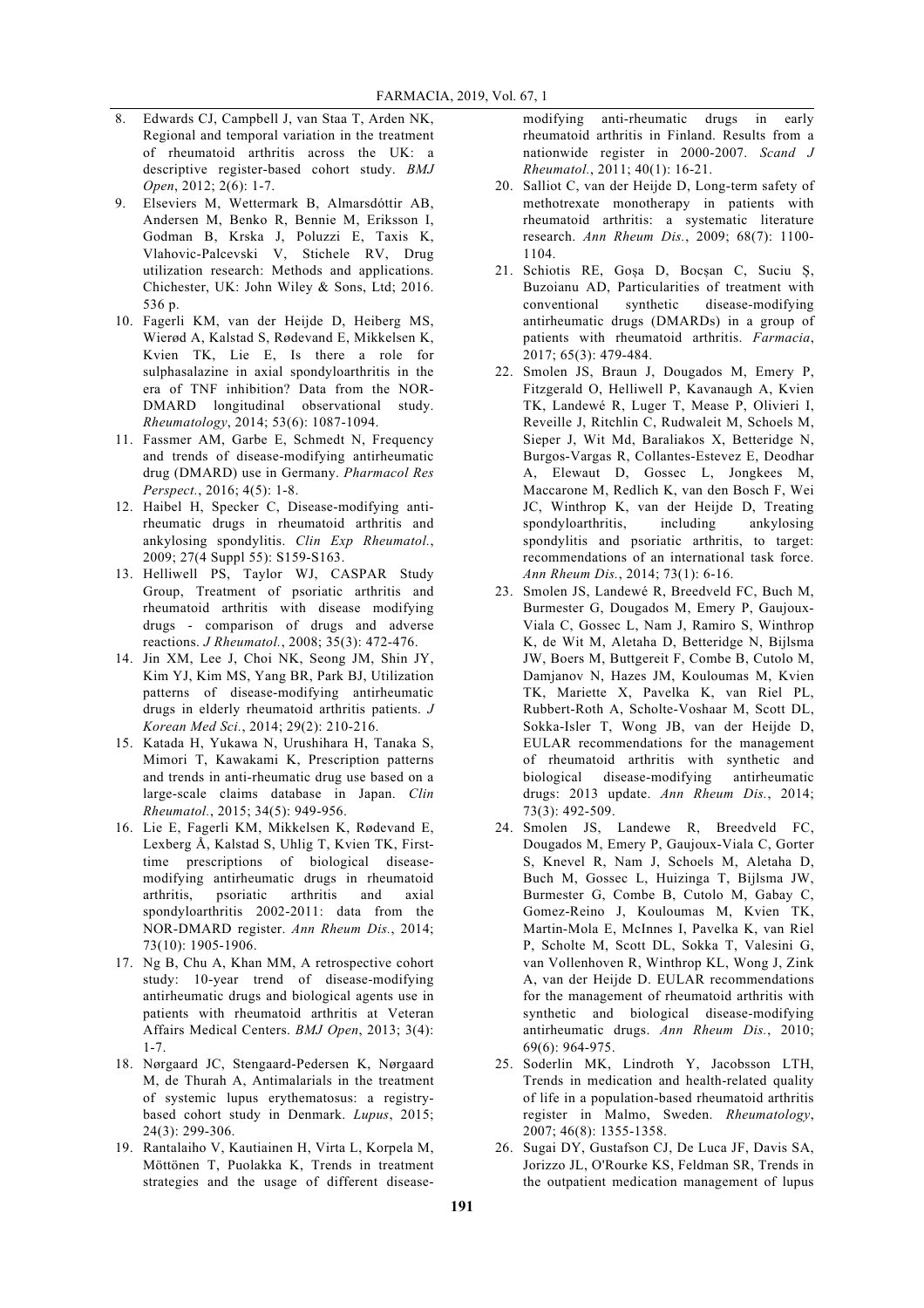8. Edwards CJ, Campbell J, van Staa T, Arden NK, Regional and temporal variation in the treatment of rheumatoid arthritis across the UK: a descriptive register-based cohort study. *BMJ Open*, 2012; 2(6): 1-7.
9. Elseviers M, Wettermark B, Almarsdóttir AB, Andersen M, Benko R, Bennie M, Eriksson I, Godman B, Krska J, Poluzzi E, Taxis K, Vlahovic-Palcevski V, Stichele RV, Drug utilization research: Methods and applications. Chichester, UK: John Wiley & Sons, Ltd; 2016. 536 p.
10. Fagerli KM, van der Heijde D, Heiberg MS, Wierød A, Kalstad S, Rødevand E, Mikkelsen K, Kvien TK, Lie E, Is there a role for sulphasalazine in axial spondyloarthritis in the era of TNF inhibition? Data from the NOR-DMARD longitudinal observational study. *Rheumatology*, 2014; 53(6): 1087-1094.
11. Fassmer AM, Garbe E, Schmedt N, Frequency and trends of disease-modifying antirheumatic drug (DMARD) use in Germany. *Pharmacol Res Perspect.*, 2016; 4(5): 1-8.
12. Haibel H, Specker C, Disease-modifying anti-rheumatic drugs in rheumatoid arthritis and ankylosing spondylitis. *Clin Exp Rheumatol.*, 2009; 27(4 Suppl 55): S159-S163.
13. Helliwell PS, Taylor WJ, CASPAR Study Group, Treatment of psoriatic arthritis and rheumatoid arthritis with disease modifying drugs - comparison of drugs and adverse reactions. *J Rheumatol.*, 2008; 35(3): 472-476.
14. Jin XM, Lee J, Choi NK, Seong JM, Shin JY, Kim YJ, Kim MS, Yang BR, Park BJ, Utilization patterns of disease-modifying antirheumatic drugs in elderly rheumatoid arthritis patients. *J Korean Med Sci.*, 2014; 29(2): 210-216.
15. Katada H, Yukawa N, Urushihara H, Tanaka S, Mimori T, Kawakami K, Prescription patterns and trends in anti-rheumatic drug use based on a large-scale claims database in Japan. *Clin Rheumatol.*, 2015; 34(5): 949-956.
16. Lie E, Fagerli KM, Mikkelsen K, Rødevand E, Lexberg Å, Kalstad S, Uhlig T, Kvien TK, First-time prescriptions of biological disease-modifying antirheumatic drugs in rheumatoid arthritis, psoriatic arthritis and axial spondyloarthritis 2002-2011: data from the NOR-DMARD register. *Ann Rheum Dis.*, 2014; 73(10): 1905-1906.
17. Ng B, Chu A, Khan MM, A retrospective cohort study: 10-year trend of disease-modifying antirheumatic drugs and biological agents use in patients with rheumatoid arthritis at Veteran Affairs Medical Centers. *BMJ Open*, 2013; 3(4): 1-7.
18. Nørgaard JC, Stengaard-Pedersen K, Nørgaard M, de Thurah A, Antimalarials in the treatment of systemic lupus erythematosus: a registry-based cohort study in Denmark. *Lupus*, 2015; 24(3): 299-306.
19. Rantalaiho V, Kautiainen H, Virta L, Korpela M, Möttönen T, Puolakka K, Trends in treatment strategies and the usage of different disease-modifying anti-rheumatic drugs in early rheumatoid arthritis in Finland. Results from a nationwide register in 2000-2007. *Scand J Rheumatol.*, 2011; 40(1): 16-21.
20. Salliot C, van der Heijde D, Long-term safety of methotrexate monotherapy in patients with rheumatoid arthritis: a systematic literature research. *Ann Rheum Dis.*, 2009; 68(7): 1100-1104.
21. Schiotis RE, Goșa D, Bocșan C, Suciu Ș, Buzoianu AD, Particularities of treatment with conventional synthetic disease-modifying antirheumatic drugs (DMARDs) in a group of patients with rheumatoid arthritis. *Farmacia*, 2017; 65(3): 479-484.
22. Smolen JS, Braun J, Dougados M, Emery P, Fitzgerald O, Helliwell P, Kavanaugh A, Kvien TK, Landewé R, Luger T, Mease P, Olivieri I, Reveille J, Ritchlin C, Rudwaleit M, Schoels M, Sieper J, Wit Md, Baraliakos X, Betteridge N, Burgos-Vargas R, Collantes-Estevez E, Deodhar A, Elewaut D, Gossec L, Jongkees M, Maccarone M, Redlich K, van den Bosch F, Wei JC, Winthrop K, van der Heijde D, Treating spondyloarthritis, including ankylosing spondylitis and psoriatic arthritis, to target: recommendations of an international task force. *Ann Rheum Dis.*, 2014; 73(1): 6-16.
23. Smolen JS, Landewé R, Breedveld FC, Buch M, Burmester G, Dougados M, Emery P, Gaujoux-Viala C, Gossec L, Nam J, Ramiro S, Winthrop K, de Wit M, Aletaha D, Betteridge N, Bijlsma JW, Boers M, Buttgereit F, Combe B, Cutolo M, Damjanov N, Hazes JM, Kouloumas M, Kvien TK, Mariette X, Pavelka K, van Riel PL, Rubbert-Roth A, Scholte-Voshaar M, Scott DL, Sokka-Isler T, Wong JB, van der Heijde D, EULAR recommendations for the management of rheumatoid arthritis with synthetic and biological disease-modifying antirheumatic drugs: 2013 update. *Ann Rheum Dis.*, 2014; 73(3): 492-509.
24. Smolen JS, Landewe R, Breedveld FC, Dougados M, Emery P, Gaujoux-Viala C, Gorter S, Knevel R, Nam J, Schoels M, Aletaha D, Buch M, Gossec L, Huizinga T, Bijlsma JW, Burmester G, Combe B, Cutolo M, Gabay C, Gomez-Reino J, Kouloumas M, Kvien TK, Martin-Mola E, McInnes I, Pavelka K, van Riel P, Scholte M, Scott DL, Sokka T, Valesini G, van Vollenhoven R, Winthrop KL, Wong J, Zink A, van der Heijde D. EULAR recommendations for the management of rheumatoid arthritis with synthetic and biological disease-modifying antirheumatic drugs. *Ann Rheum Dis.*, 2010; 69(6): 964-975.
25. Soderlin MK, Lindroth Y, Jacobsson LTH, Trends in medication and health-related quality of life in a population-based rheumatoid arthritis register in Malmo, Sweden. *Rheumatology*, 2007; 46(8): 1355-1358.
26. Sugai DY, Gustafson CJ, De Luca JF, Davis SA, Jorizzo JL, O'Rourke KS, Feldman SR, Trends in the outpatient medication management of lupus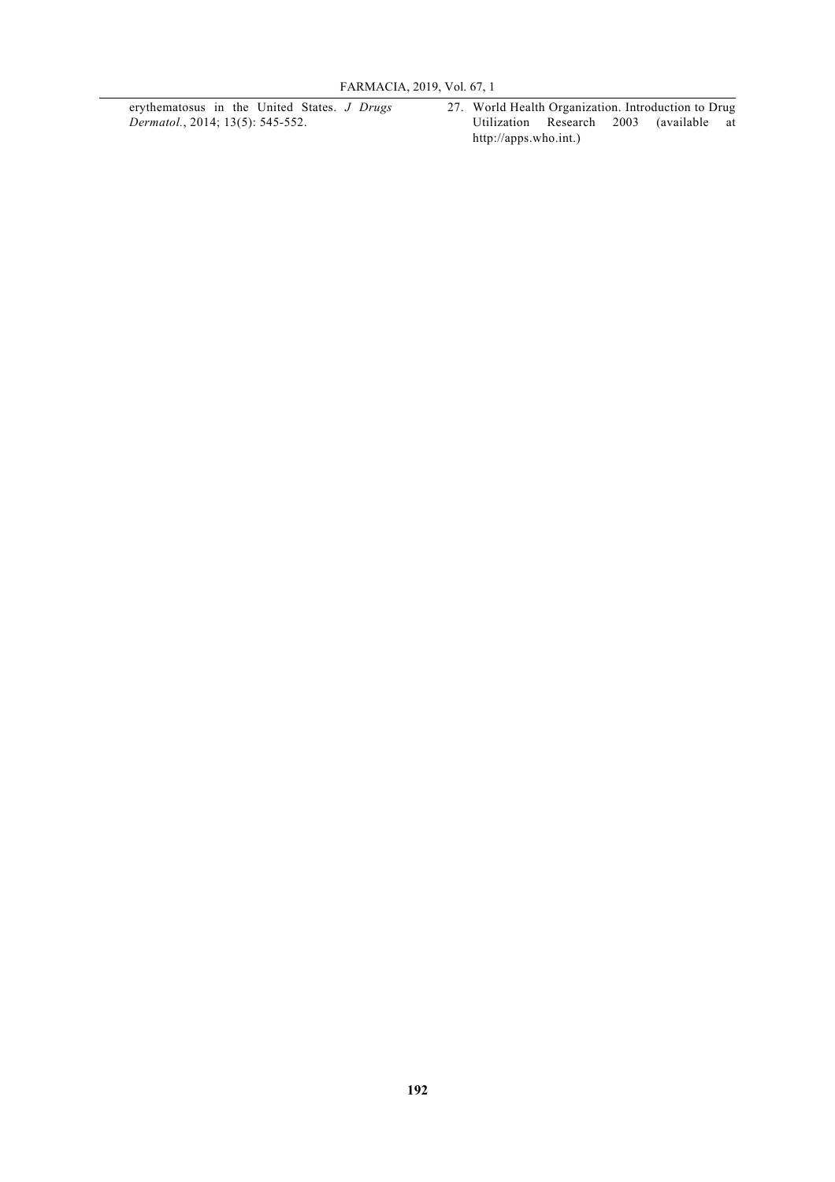erythematosus in the United States. *J Drugs Dermatol.*, 2014; 13(5): 545-552.

27. World Health Organization. Introduction to Drug Utilization Research 2003 (available at http://apps.who.int.)